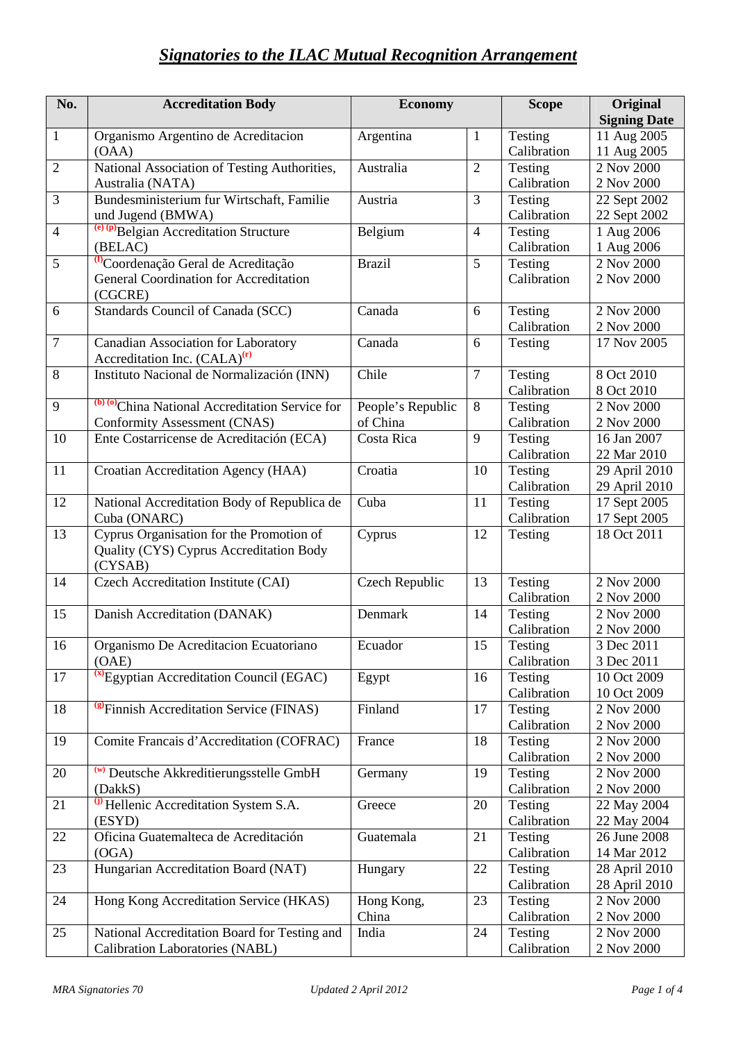# ***Signatories to the ILAC Mutual Recognition Arrangement***

| No. | Accreditation Body | Economy | | Scope | Original Signing Date |
|---|---|---|---|---|---|
| 1 | Organismo Argentino de Acreditacion (OAA) | Argentina | 1 | Testing<br>Calibration | 11 Aug 2005<br>11 Aug 2005 |
| 2 | National Association of Testing Authorities, Australia (NATA) | Australia | 2 | Testing<br>Calibration | 2 Nov 2000<br>2 Nov 2000 |
| 3 | Bundesministerium fur Wirtschaft, Familie und Jugend (BMWA) | Austria | 3 | Testing<br>Calibration | 22 Sept 2002<br>22 Sept 2002 |
| 4 | [(e) (p)] Belgian Accreditation Structure (BELAC) | Belgium | 4 | Testing<br>Calibration | 1 Aug 2006<br>1 Aug 2006 |
| 5 | [(f)] Coordenação Geral de Acreditação General Coordination for Accreditation (CGCRE) | Brazil | 5 | Testing<br>Calibration | 2 Nov 2000<br>2 Nov 2000 |
| 6 | Standards Council of Canada (SCC) | Canada | 6 | Testing<br>Calibration | 2 Nov 2000<br>2 Nov 2000 |
| 7 | Canadian Association for Laboratory Accreditation Inc. (CALA)[(r)] | Canada | 6 | Testing | 17 Nov 2005 |
| 8 | Instituto Nacional de Normalización (INN) | Chile | 7 | Testing<br>Calibration | 8 Oct 2010<br>8 Oct 2010 |
| 9 | [(b) (o)] China National Accreditation Service for Conformity Assessment (CNAS) | People's Republic of China | 8 | Testing<br>Calibration | 2 Nov 2000<br>2 Nov 2000 |
| 10 | Ente Costarricense de Acreditación (ECA) | Costa Rica | 9 | Testing<br>Calibration | 16 Jan 2007<br>22 Mar 2010 |
| 11 | Croatian Accreditation Agency (HAA) | Croatia | 10 | Testing<br>Calibration | 29 April 2010<br>29 April 2010 |
| 12 | National Accreditation Body of Republica de Cuba (ONARC) | Cuba | 11 | Testing<br>Calibration | 17 Sept 2005<br>17 Sept 2005 |
| 13 | Cyprus Organisation for the Promotion of Quality (CYS) Cyprus Accreditation Body (CYSAB) | Cyprus | 12 | Testing | 18 Oct 2011 |
| 14 | Czech Accreditation Institute (CAI) | Czech Republic | 13 | Testing<br>Calibration | 2 Nov 2000<br>2 Nov 2000 |
| 15 | Danish Accreditation (DANAK) | Denmark | 14 | Testing<br>Calibration | 2 Nov 2000<br>2 Nov 2000 |
| 16 | Organismo De Acreditacion Ecuatoriano (OAE) | Ecuador | 15 | Testing<br>Calibration | 3 Dec 2011<br>3 Dec 2011 |
| 17 | [(x)] Egyptian Accreditation Council (EGAC) | Egypt | 16 | Testing<br>Calibration | 10 Oct 2009<br>10 Oct 2009 |
| 18 | [(g)] Finnish Accreditation Service (FINAS) | Finland | 17 | Testing<br>Calibration | 2 Nov 2000<br>2 Nov 2000 |
| 19 | Comite Francais d'Accreditation (COFRAC) | France | 18 | Testing<br>Calibration | 2 Nov 2000<br>2 Nov 2000 |
| 20 | [(w)] Deutsche Akkreditierungsstelle GmbH (DakkS) | Germany | 19 | Testing<br>Calibration | 2 Nov 2000<br>2 Nov 2000 |
| 21 | [(j)] Hellenic Accreditation System S.A. (ESYD) | Greece | 20 | Testing<br>Calibration | 22 May 2004<br>22 May 2004 |
| 22 | Oficina Guatemalteca de Acreditación (OGA) | Guatemala | 21 | Testing<br>Calibration | 26 June 2008<br>14 Mar 2012 |
| 23 | Hungarian Accreditation Board (NAT) | Hungary | 22 | Testing<br>Calibration | 28 April 2010<br>28 April 2010 |
| 24 | Hong Kong Accreditation Service (HKAS) | Hong Kong, China | 23 | Testing<br>Calibration | 2 Nov 2000<br>2 Nov 2000 |
| 25 | National Accreditation Board for Testing and Calibration Laboratories (NABL) | India | 24 | Testing<br>Calibration | 2 Nov 2000<br>2 Nov 2000 |

*MRA Signatories 70* *Updated 2 April 2012*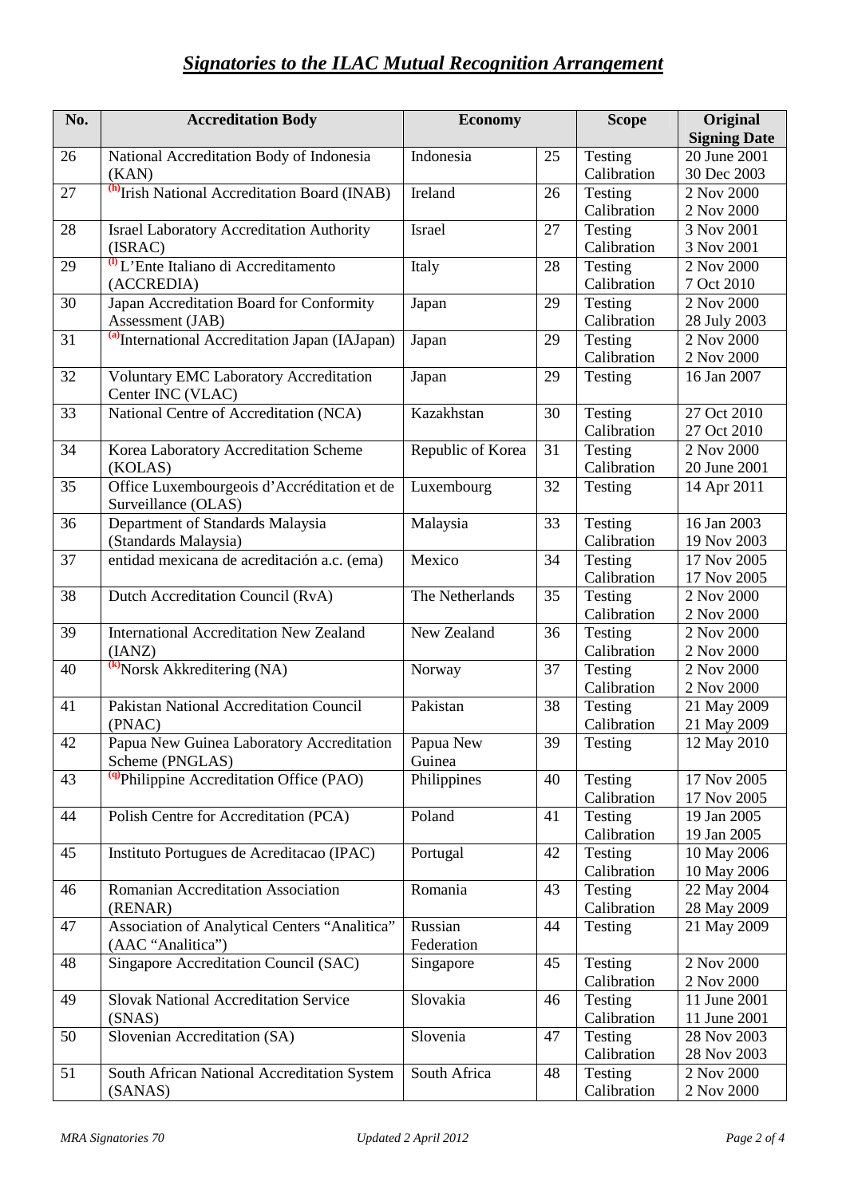## *Signatories to the ILAC Mutual Recognition Arrangement*

| No. | Accreditation Body | Economy | | Scope | Original Signing Date |
|---|---|---|---|---|---|
| 26 | National Accreditation Body of Indonesia (KAN) | Indonesia | 25 | Testing<br>Calibration | 20 June 2001<br>30 Dec 2003 |
| 27 | [h]Irish National Accreditation Board (INAB) | Ireland | 26 | Testing<br>Calibration | 2 Nov 2000<br>2 Nov 2000 |
| 28 | Israel Laboratory Accreditation Authority (ISRAC) | Israel | 27 | Testing<br>Calibration | 3 Nov 2001<br>3 Nov 2001 |
| 29 | [l] L'Ente Italiano di Accreditamento (ACCREDIA) | Italy | 28 | Testing<br>Calibration | 2 Nov 2000<br>7 Oct 2010 |
| 30 | Japan Accreditation Board for Conformity Assessment (JAB) | Japan | 29 | Testing<br>Calibration | 2 Nov 2000<br>28 July 2003 |
| 31 | [a]International Accreditation Japan (IAJapan) | Japan | 29 | Testing<br>Calibration | 2 Nov 2000<br>2 Nov 2000 |
| 32 | Voluntary EMC Laboratory Accreditation Center INC (VLAC) | Japan | 29 | Testing | 16 Jan 2007 |
| 33 | National Centre of Accreditation (NCA) | Kazakhstan | 30 | Testing<br>Calibration | 27 Oct 2010<br>27 Oct 2010 |
| 34 | Korea Laboratory Accreditation Scheme (KOLAS) | Republic of Korea | 31 | Testing<br>Calibration | 2 Nov 2000<br>20 June 2001 |
| 35 | Office Luxembourgeois d'Accréditation et de Surveillance (OLAS) | Luxembourg | 32 | Testing | 14 Apr 2011 |
| 36 | Department of Standards Malaysia (Standards Malaysia) | Malaysia | 33 | Testing<br>Calibration | 16 Jan 2003<br>19 Nov 2003 |
| 37 | entidad mexicana de acreditación a.c. (ema) | Mexico | 34 | Testing<br>Calibration | 17 Nov 2005<br>17 Nov 2005 |
| 38 | Dutch Accreditation Council (RvA) | The Netherlands | 35 | Testing<br>Calibration | 2 Nov 2000<br>2 Nov 2000 |
| 39 | International Accreditation New Zealand (IANZ) | New Zealand | 36 | Testing<br>Calibration | 2 Nov 2000<br>2 Nov 2000 |
| 40 | [k]Norsk Akkreditering (NA) | Norway | 37 | Testing<br>Calibration | 2 Nov 2000<br>2 Nov 2000 |
| 41 | Pakistan National Accreditation Council (PNAC) | Pakistan | 38 | Testing<br>Calibration | 21 May 2009<br>21 May 2009 |
| 42 | Papua New Guinea Laboratory Accreditation Scheme (PNGLAS) | Papua New Guinea | 39 | Testing | 12 May 2010 |
| 43 | [q]Philippine Accreditation Office (PAO) | Philippines | 40 | Testing<br>Calibration | 17 Nov 2005<br>17 Nov 2005 |
| 44 | Polish Centre for Accreditation (PCA) | Poland | 41 | Testing<br>Calibration | 19 Jan 2005<br>19 Jan 2005 |
| 45 | Instituto Portugues de Acreditacao (IPAC) | Portugal | 42 | Testing<br>Calibration | 10 May 2006<br>10 May 2006 |
| 46 | Romanian Accreditation Association (RENAR) | Romania | 43 | Testing<br>Calibration | 22 May 2004<br>28 May 2009 |
| 47 | Association of Analytical Centers "Analitica" (AAC "Analitica") | Russian Federation | 44 | Testing | 21 May 2009 |
| 48 | Singapore Accreditation Council (SAC) | Singapore | 45 | Testing<br>Calibration | 2 Nov 2000<br>2 Nov 2000 |
| 49 | Slovak National Accreditation Service (SNAS) | Slovakia | 46 | Testing<br>Calibration | 11 June 2001<br>11 June 2001 |
| 50 | Slovenian Accreditation (SA) | Slovenia | 47 | Testing<br>Calibration | 28 Nov 2003<br>28 Nov 2003 |
| 51 | South African National Accreditation System (SANAS) | South Africa | 48 | Testing<br>Calibration | 2 Nov 2000<br>2 Nov 2000 |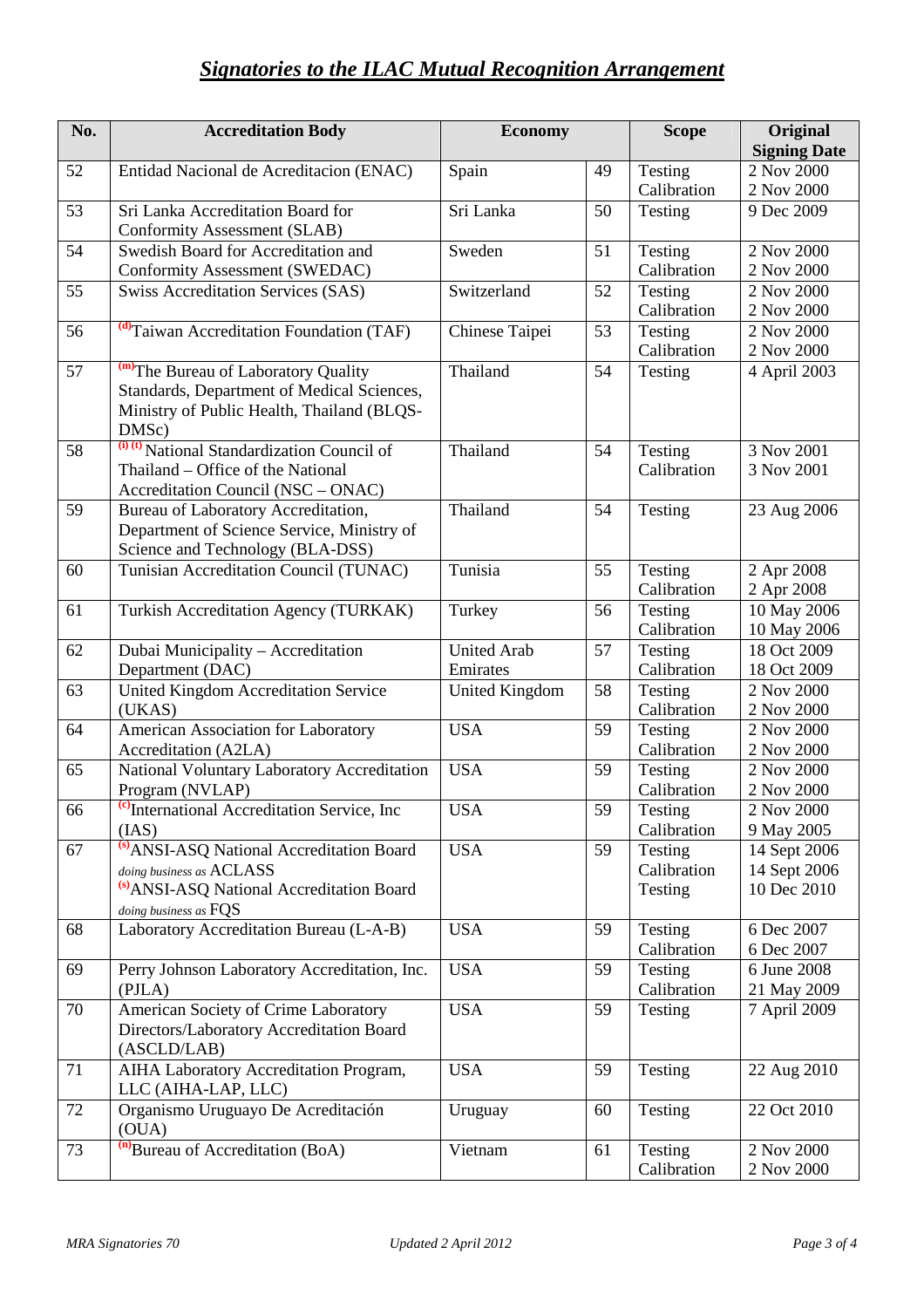# *Signatories to the ILAC Mutual Recognition Arrangement*

| No. | Accreditation Body | Economy | | Scope | Original Signing Date |
|---|---|---|---|---|---|
| 52 | Entidad Nacional de Acreditacion (ENAC) | Spain | 49 | Testing<br>Calibration | 2 Nov 2000<br>2 Nov 2000 |
| 53 | Sri Lanka Accreditation Board for Conformity Assessment (SLAB) | Sri Lanka | 50 | Testing | 9 Dec 2009 |
| 54 | Swedish Board for Accreditation and Conformity Assessment (SWEDAC) | Sweden | 51 | Testing<br>Calibration | 2 Nov 2000<br>2 Nov 2000 |
| 55 | Swiss Accreditation Services (SAS) | Switzerland | 52 | Testing<br>Calibration | 2 Nov 2000<br>2 Nov 2000 |
| 56 | [(d)]Taiwan Accreditation Foundation (TAF) | Chinese Taipei | 53 | Testing<br>Calibration | 2 Nov 2000<br>2 Nov 2000 |
| 57 | [(m)]The Bureau of Laboratory Quality Standards, Department of Medical Sciences, Ministry of Public Health, Thailand (BLQS-DMSc) | Thailand | 54 | Testing | 4 April 2003 |
| 58 | [(l) (t)] National Standardization Council of Thailand – Office of the National Accreditation Council (NSC – ONAC) | Thailand | 54 | Testing<br>Calibration | 3 Nov 2001<br>3 Nov 2001 |
| 59 | Bureau of Laboratory Accreditation, Department of Science Service, Ministry of Science and Technology (BLA-DSS) | Thailand | 54 | Testing | 23 Aug 2006 |
| 60 | Tunisian Accreditation Council (TUNAC) | Tunisia | 55 | Testing<br>Calibration | 2 Apr 2008<br>2 Apr 2008 |
| 61 | Turkish Accreditation Agency (TURKAK) | Turkey | 56 | Testing<br>Calibration | 10 May 2006<br>10 May 2006 |
| 62 | Dubai Municipality – Accreditation Department (DAC) | United Arab Emirates | 57 | Testing<br>Calibration | 18 Oct 2009<br>18 Oct 2009 |
| 63 | United Kingdom Accreditation Service (UKAS) | United Kingdom | 58 | Testing<br>Calibration | 2 Nov 2000<br>2 Nov 2000 |
| 64 | American Association for Laboratory Accreditation (A2LA) | USA | 59 | Testing<br>Calibration | 2 Nov 2000<br>2 Nov 2000 |
| 65 | National Voluntary Laboratory Accreditation Program (NVLAP) | USA | 59 | Testing<br>Calibration | 2 Nov 2000<br>2 Nov 2000 |
| 66 | [(c)]International Accreditation Service, Inc (IAS) | USA | 59 | Testing<br>Calibration | 2 Nov 2000<br>9 May 2005 |
| 67 | [(s)]ANSI-ASQ National Accreditation Board *doing business as* ACLASS<br>[(s)]ANSI-ASQ National Accreditation Board *doing business as* FQS | USA | 59 | Testing<br>Calibration<br>Testing | 14 Sept 2006<br>14 Sept 2006<br>10 Dec 2010 |
| 68 | Laboratory Accreditation Bureau (L-A-B) | USA | 59 | Testing<br>Calibration | 6 Dec 2007<br>6 Dec 2007 |
| 69 | Perry Johnson Laboratory Accreditation, Inc. (PJLA) | USA | 59 | Testing<br>Calibration | 6 June 2008<br>21 May 2009 |
| 70 | American Society of Crime Laboratory Directors/Laboratory Accreditation Board (ASCLD/LAB) | USA | 59 | Testing | 7 April 2009 |
| 71 | AIHA Laboratory Accreditation Program, LLC (AIHA-LAP, LLC) | USA | 59 | Testing | 22 Aug 2010 |
| 72 | Organismo Uruguayo De Acreditación (OUA) | Uruguay | 60 | Testing | 22 Oct 2010 |
| 73 | [(n)]Bureau of Accreditation (BoA) | Vietnam | 61 | Testing<br>Calibration | 2 Nov 2000<br>2 Nov 2000 |

*MRA Signatories 70* *Updated 2 April 2012*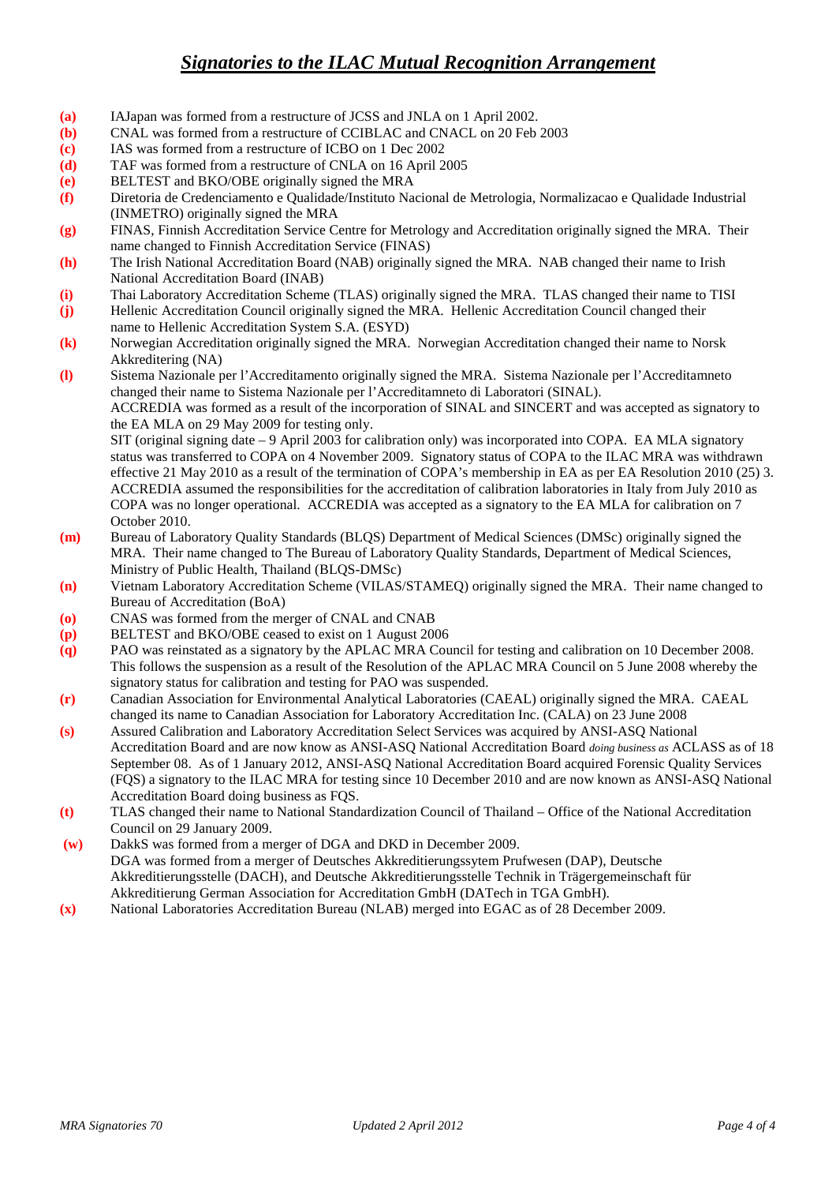# *Signatories to the ILAC Mutual Recognition Arrangement*

- **(a)** IAJapan was formed from a restructure of JCSS and JNLA on 1 April 2002.
- **(b)** CNAL was formed from a restructure of CCIBLAC and CNACL on 20 Feb 2003
- **(c)** IAS was formed from a restructure of ICBO on 1 Dec 2002
- **(d)** TAF was formed from a restructure of CNLA on 16 April 2005
- **(e)** BELTEST and BKO/OBE originally signed the MRA
- **(f)** Diretoria de Credenciamento e Qualidade/Instituto Nacional de Metrologia, Normalizacao e Qualidade Industrial (INMETRO) originally signed the MRA
- **(g)** FINAS, Finnish Accreditation Service Centre for Metrology and Accreditation originally signed the MRA. Their name changed to Finnish Accreditation Service (FINAS)
- **(h)** The Irish National Accreditation Board (NAB) originally signed the MRA. NAB changed their name to Irish National Accreditation Board (INAB)
- **(i)** Thai Laboratory Accreditation Scheme (TLAS) originally signed the MRA. TLAS changed their name to TISI
- **(j)** Hellenic Accreditation Council originally signed the MRA. Hellenic Accreditation Council changed their name to Hellenic Accreditation System S.A. (ESYD)
- **(k)** Norwegian Accreditation originally signed the MRA. Norwegian Accreditation changed their name to Norsk Akkreditering (NA)
- **(l)** Sistema Nazionale per l'Accreditamento originally signed the MRA. Sistema Nazionale per l'Accreditamneto changed their name to Sistema Nazionale per l'Accreditamneto di Laboratori (SINAL).
  ACCREDIA was formed as a result of the incorporation of SINAL and SINCERT and was accepted as signatory to the EA MLA on 29 May 2009 for testing only.
  SIT (original signing date – 9 April 2003 for calibration only) was incorporated into COPA. EA MLA signatory status was transferred to COPA on 4 November 2009. Signatory status of COPA to the ILAC MRA was withdrawn effective 21 May 2010 as a result of the termination of COPA's membership in EA as per EA Resolution 2010 (25) 3. ACCREDIA assumed the responsibilities for the accreditation of calibration laboratories in Italy from July 2010 as COPA was no longer operational. ACCREDIA was accepted as a signatory to the EA MLA for calibration on 7 October 2010.
- **(m)** Bureau of Laboratory Quality Standards (BLQS) Department of Medical Sciences (DMSc) originally signed the MRA. Their name changed to The Bureau of Laboratory Quality Standards, Department of Medical Sciences, Ministry of Public Health, Thailand (BLQS-DMSc)
- **(n)** Vietnam Laboratory Accreditation Scheme (VILAS/STAMEQ) originally signed the MRA. Their name changed to Bureau of Accreditation (BoA)
- **(o)** CNAS was formed from the merger of CNAL and CNAB
- **(p)** BELTEST and BKO/OBE ceased to exist on 1 August 2006
- **(q)** PAO was reinstated as a signatory by the APLAC MRA Council for testing and calibration on 10 December 2008. This follows the suspension as a result of the Resolution of the APLAC MRA Council on 5 June 2008 whereby the signatory status for calibration and testing for PAO was suspended.
- **(r)** Canadian Association for Environmental Analytical Laboratories (CAEAL) originally signed the MRA. CAEAL changed its name to Canadian Association for Laboratory Accreditation Inc. (CALA) on 23 June 2008
- **(s)** Assured Calibration and Laboratory Accreditation Select Services was acquired by ANSI-ASQ National Accreditation Board and are now know as ANSI-ASQ National Accreditation Board *doing business as* ACLASS as of 18 September 08. As of 1 January 2012, ANSI-ASQ National Accreditation Board acquired Forensic Quality Services (FQS) a signatory to the ILAC MRA for testing since 10 December 2010 and are now known as ANSI-ASQ National Accreditation Board doing business as FQS.
- **(t)** TLAS changed their name to National Standardization Council of Thailand – Office of the National Accreditation Council on 29 January 2009.
- **(w)** DakkS was formed from a merger of DGA and DKD in December 2009.
  DGA was formed from a merger of Deutsches Akkreditierungssytem Prufwesen (DAP), Deutsche Akkreditierungsstelle (DACH), and Deutsche Akkreditierungsstelle Technik in Trägergemeinschaft für Akkreditierung German Association for Accreditation GmbH (DATech in TGA GmbH).
- **(x)** National Laboratories Accreditation Bureau (NLAB) merged into EGAC as of 28 December 2009.